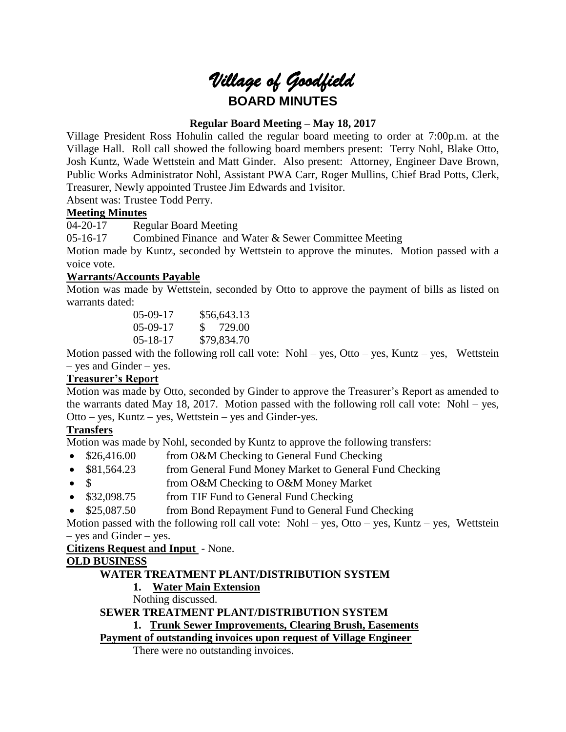# *Village of Goodfield*

# BOARD MINUTES

**Regular Board Meeting – May 18, 2017**

Village President Ross Hohulin called the regular board meeting to order at 7:00p.m. at the Village Hall. Roll call showed the following board members present: Terry Nohl, Blake Otto, Josh Kuntz, Wade Wettstein and Matt Ginder. Also present: Attorney, Engineer Dave Brown, Public Works Administrator Nohl, Assistant PWA Carr, Roger Mullins, Chief Brad Potts, Clerk, Treasurer, Newly appointed Trustee Jim Edwards and 1visitor.

Absent was: Trustee Todd Perry.

**Meeting Minutes**

04-20-17 Regular Board Meeting

05-16-17 Combined Finance and Water & Sewer Committee Meeting

Motion made by Kuntz, seconded by Wettstein to approve the minutes. Motion passed with a voice vote.

**Warrants/Accounts Payable**

Motion was made by Wettstein, seconded by Otto to approve the payment of bills as listed on warrants dated:

| | |
|---|---|
| 05-09-17 | $56,643.13 |
| 05-09-17 | $ 729.00 |
| 05-18-17 | $79,834.70 |

Motion passed with the following roll call vote: Nohl – yes, Otto – yes, Kuntz – yes, Wettstein – yes and Ginder – yes.

**Treasurer's Report**

Motion was made by Otto, seconded by Ginder to approve the Treasurer's Report as amended to the warrants dated May 18, 2017. Motion passed with the following roll call vote: Nohl – yes, Otto – yes, Kuntz – yes, Wettstein – yes and Ginder-yes.

**Transfers**

Motion was made by Nohl, seconded by Kuntz to approve the following transfers:

- $26,416.00 from O&M Checking to General Fund Checking
- $81,564.23 from General Fund Money Market to General Fund Checking
- $ from O&M Checking to O&M Money Market
- $32,098.75 from TIF Fund to General Fund Checking
- $25,087.50 from Bond Repayment Fund to General Fund Checking

Motion passed with the following roll call vote: Nohl – yes, Otto – yes, Kuntz – yes, Wettstein – yes and Ginder – yes.

**Citizens Request and Input** - None.

**OLD BUSINESS**

**WATER TREATMENT PLANT/DISTRIBUTION SYSTEM**

**1. Water Main Extension**

Nothing discussed.

**SEWER TREATMENT PLANT/DISTRIBUTION SYSTEM**

**1. Trunk Sewer Improvements, Clearing Brush, Easements**

**Payment of outstanding invoices upon request of Village Engineer**

There were no outstanding invoices.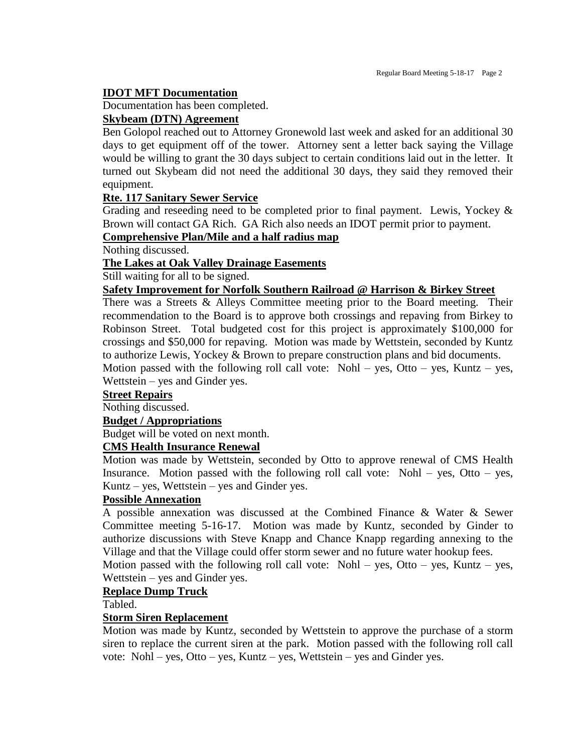**IDOT MFT Documentation**

Documentation has been completed.

**Skybeam (DTN) Agreement**

Ben Golopol reached out to Attorney Gronewold last week and asked for an additional 30 days to get equipment off of the tower. Attorney sent a letter back saying the Village would be willing to grant the 30 days subject to certain conditions laid out in the letter. It turned out Skybeam did not need the additional 30 days, they said they removed their equipment.

**Rte. 117 Sanitary Sewer Service**

Grading and reseeding need to be completed prior to final payment. Lewis, Yockey & Brown will contact GA Rich. GA Rich also needs an IDOT permit prior to payment.

**Comprehensive Plan/Mile and a half radius map**

Nothing discussed.

**The Lakes at Oak Valley Drainage Easements**

Still waiting for all to be signed.

**Safety Improvement for Norfolk Southern Railroad @ Harrison & Birkey Street**

There was a Streets & Alleys Committee meeting prior to the Board meeting. Their recommendation to the Board is to approve both crossings and repaving from Birkey to Robinson Street. Total budgeted cost for this project is approximately $100,000 for crossings and $50,000 for repaving. Motion was made by Wettstein, seconded by Kuntz to authorize Lewis, Yockey & Brown to prepare construction plans and bid documents.

Motion passed with the following roll call vote: Nohl – yes, Otto – yes, Kuntz – yes, Wettstein – yes and Ginder yes.

**Street Repairs**

Nothing discussed.

**Budget / Appropriations**

Budget will be voted on next month.

**CMS Health Insurance Renewal**

Motion was made by Wettstein, seconded by Otto to approve renewal of CMS Health Insurance. Motion passed with the following roll call vote: Nohl – yes, Otto – yes, Kuntz – yes, Wettstein – yes and Ginder yes.

**Possible Annexation**

A possible annexation was discussed at the Combined Finance & Water & Sewer Committee meeting 5-16-17. Motion was made by Kuntz, seconded by Ginder to authorize discussions with Steve Knapp and Chance Knapp regarding annexing to the Village and that the Village could offer storm sewer and no future water hookup fees.

Motion passed with the following roll call vote: Nohl – yes, Otto – yes, Kuntz – yes, Wettstein – yes and Ginder yes.

**Replace Dump Truck**

Tabled.

**Storm Siren Replacement**

Motion was made by Kuntz, seconded by Wettstein to approve the purchase of a storm siren to replace the current siren at the park. Motion passed with the following roll call vote: Nohl – yes, Otto – yes, Kuntz – yes, Wettstein – yes and Ginder yes.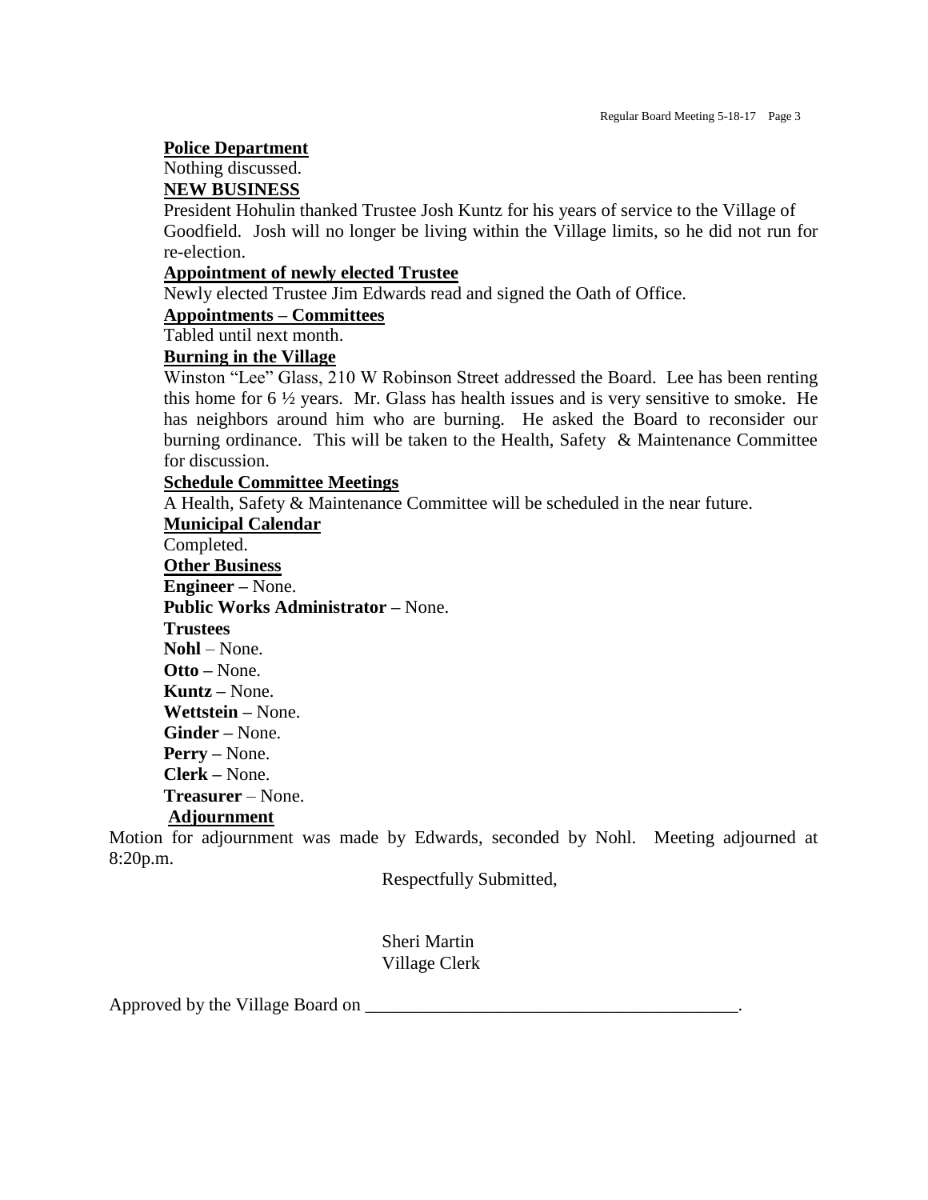**Police Department**

Nothing discussed.

**NEW BUSINESS**

President Hohulin thanked Trustee Josh Kuntz for his years of service to the Village of Goodfield. Josh will no longer be living within the Village limits, so he did not run for re-election.

**Appointment of newly elected Trustee**

Newly elected Trustee Jim Edwards read and signed the Oath of Office.

**Appointments – Committees**

Tabled until next month.

**Burning in the Village**

Winston "Lee" Glass, 210 W Robinson Street addressed the Board. Lee has been renting this home for 6 ½ years. Mr. Glass has health issues and is very sensitive to smoke. He has neighbors around him who are burning. He asked the Board to reconsider our burning ordinance. This will be taken to the Health, Safety & Maintenance Committee for discussion.

**Schedule Committee Meetings**

A Health, Safety & Maintenance Committee will be scheduled in the near future.

**Municipal Calendar**

Completed.

**Other Business**

**Engineer –** None.

**Public Works Administrator –** None.

**Trustees**

**Nohl** – None.

**Otto –** None.

**Kuntz –** None.

**Wettstein –** None.

**Ginder –** None.

**Perry –** None.

**Clerk –** None.

**Treasurer** – None.

**Adjournment**

Motion for adjournment was made by Edwards, seconded by Nohl. Meeting adjourned at 8:20p.m.

Respectfully Submitted,

Sheri Martin
Village Clerk

Approved by the Village Board on _________________________________________.